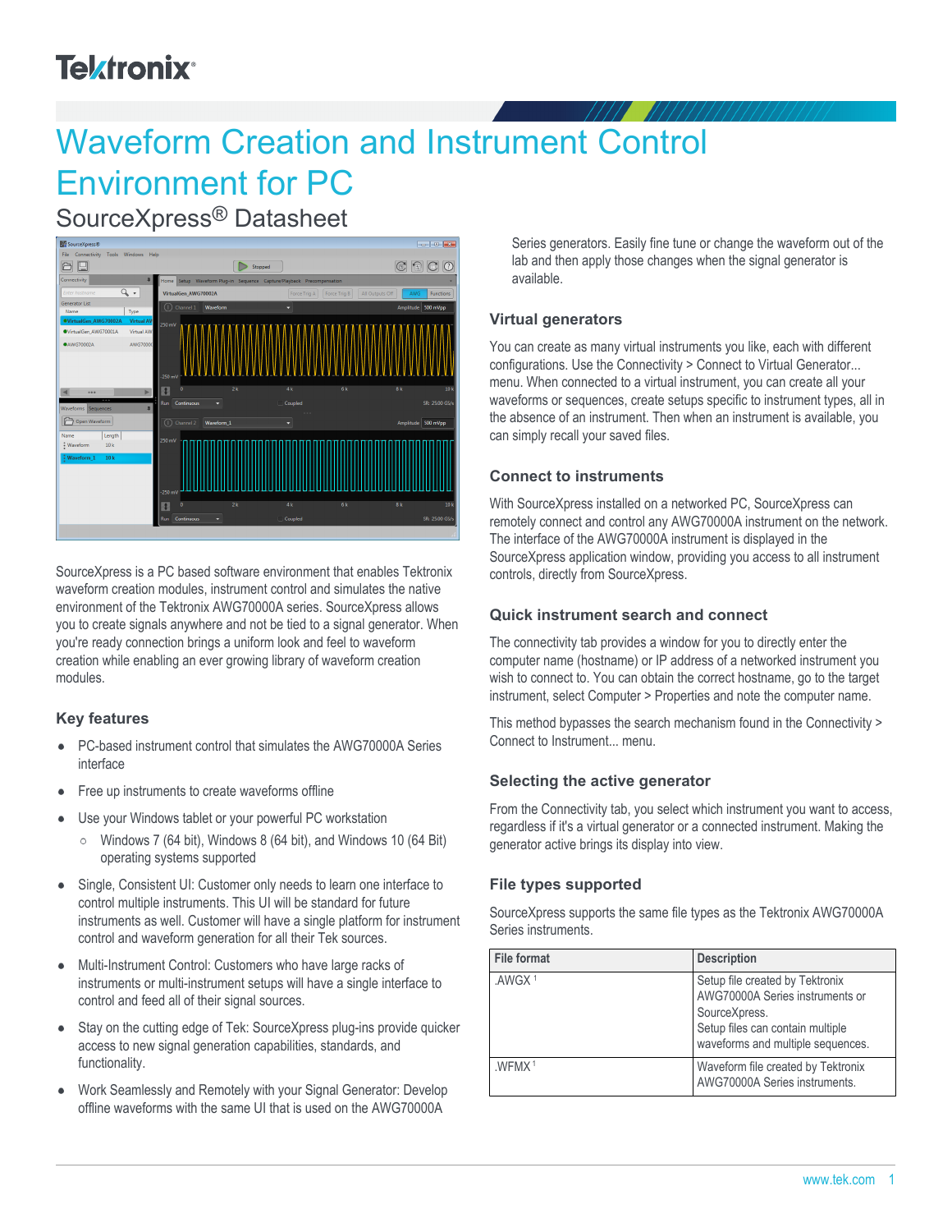# Waveform Creation and Instrument Control Environment for PC

## SourceXpress® Datasheet

SourceXpress is a PC based software environment that enables Tektronix waveform creation modules, instrument control and simulates the native environment of the Tektronix AWG70000A series. SourceXpress allows you to create signals anywhere and not be tied to a signal generator. When you're ready connection brings a uniform look and feel to waveform creation while enabling an ever growing library of waveform creation modules.

### Key features

- PC-based instrument control that simulates the AWG70000A Series interface
- Free up instruments to create waveforms offline
- Use your Windows tablet or your powerful PC workstation
  - Windows 7 (64 bit), Windows 8 (64 bit), and Windows 10 (64 Bit) operating systems supported
- Single, Consistent UI: Customer only needs to learn one interface to control multiple instruments. This UI will be standard for future instruments as well. Customer will have a single platform for instrument control and waveform generation for all their Tek sources.
- Multi-Instrument Control: Customers who have large racks of instruments or multi-instrument setups will have a single interface to control and feed all of their signal sources.
- Stay on the cutting edge of Tek: SourceXpress plug-ins provide quicker access to new signal generation capabilities, standards, and functionality.
- Work Seamlessly and Remotely with your Signal Generator: Develop offline waveforms with the same UI that is used on the AWG70000A Series generators. Easily fine tune or change the waveform out of the lab and then apply those changes when the signal generator is available.

### Virtual generators

You can create as many virtual instruments you like, each with different configurations. Use the Connectivity > Connect to Virtual Generator... menu. When connected to a virtual instrument, you can create all your waveforms or sequences, create setups specific to instrument types, all in the absence of an instrument. Then when an instrument is available, you can simply recall your saved files.

### Connect to instruments

With SourceXpress installed on a networked PC, SourceXpress can remotely connect and control any AWG70000A instrument on the network. The interface of the AWG70000A instrument is displayed in the SourceXpress application window, providing you access to all instrument controls, directly from SourceXpress.

### Quick instrument search and connect

The connectivity tab provides a window for you to directly enter the computer name (hostname) or IP address of a networked instrument you wish to connect to. You can obtain the correct hostname, go to the target instrument, select Computer > Properties and note the computer name.

This method bypasses the search mechanism found in the Connectivity > Connect to Instrument... menu.

### Selecting the active generator

From the Connectivity tab, you select which instrument you want to access, regardless if it's a virtual generator or a connected instrument. Making the generator active brings its display into view.

### File types supported

SourceXpress supports the same file types as the Tektronix AWG70000A Series instruments.

| File format | Description |
|---|---|
| .AWGX [1] | Setup file created by Tektronix AWG70000A Series instruments or SourceXpress. Setup files can contain multiple waveforms and multiple sequences. |
| .WFMX [1] | Waveform file created by Tektronix AWG70000A Series instruments. |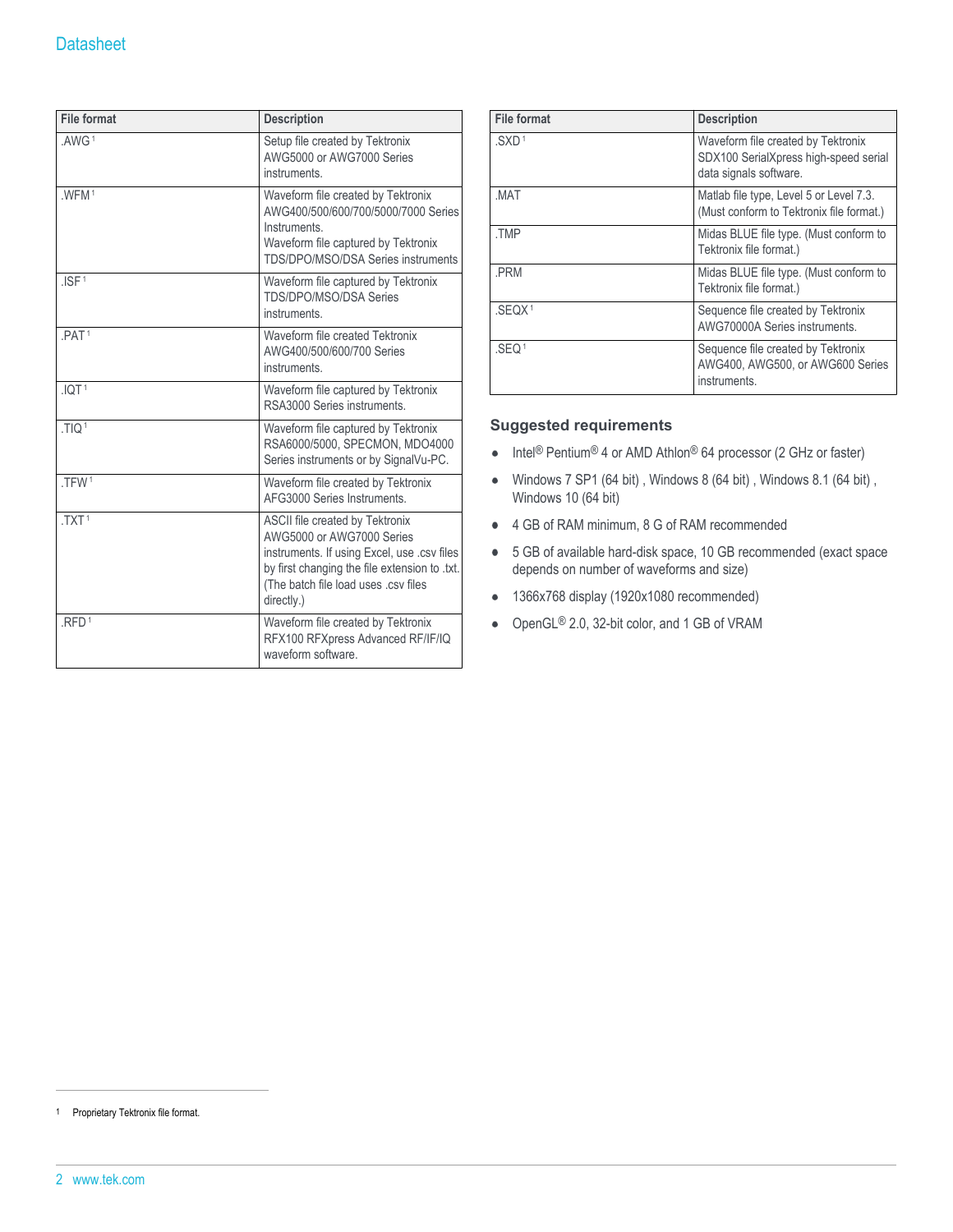| File format | Description |
|---|---|
| .AWG [1] | Setup file created by Tektronix AWG5000 or AWG7000 Series instruments. |
| .WFM [1] | Waveform file created by Tektronix AWG400/500/600/700/5000/7000 Series Instruments. Waveform file captured by Tektronix TDS/DPO/MSO/DSA Series instruments |
| .ISF [1] | Waveform file captured by Tektronix TDS/DPO/MSO/DSA Series instruments. |
| .PAT [1] | Waveform file created Tektronix AWG400/500/600/700 Series instruments. |
| .IQT [1] | Waveform file captured by Tektronix RSA3000 Series instruments. |
| .TIQ [1] | Waveform file captured by Tektronix RSA6000/5000, SPECMON, MDO4000 Series instruments or by SignalVu-PC. |
| .TFW [1] | Waveform file created by Tektronix AFG3000 Series Instruments. |
| .TXT [1] | ASCII file created by Tektronix AWG5000 or AWG7000 Series instruments. If using Excel, use .csv files by first changing the file extension to .txt. (The batch file load uses .csv files directly.) |
| .RFD [1] | Waveform file created by Tektronix RFX100 RFXpress Advanced RF/IF/IQ waveform software. |
| .SXD [1] | Waveform file created by Tektronix SDX100 SerialXpress high-speed serial data signals software. |
| .MAT | Matlab file type, Level 5 or Level 7.3. (Must conform to Tektronix file format.) |
| .TMP | Midas BLUE file type. (Must conform to Tektronix file format.) |
| .PRM | Midas BLUE file type. (Must conform to Tektronix file format.) |
| .SEQX [1] | Sequence file created by Tektronix AWG70000A Series instruments. |
| .SEQ [1] | Sequence file created by Tektronix AWG400, AWG500, or AWG600 Series instruments. |

### Suggested requirements

- Intel® Pentium® 4 or AMD Athlon® 64 processor (2 GHz or faster)
- Windows 7 SP1 (64 bit) , Windows 8 (64 bit) , Windows 8.1 (64 bit) , Windows 10 (64 bit)
- 4 GB of RAM minimum, 8 G of RAM recommended
- 5 GB of available hard-disk space, 10 GB recommended (exact space depends on number of waveforms and size)
- 1366x768 display (1920x1080 recommended)
- OpenGL® 2.0, 32-bit color, and 1 GB of VRAM

[1] Proprietary Tektronix file format.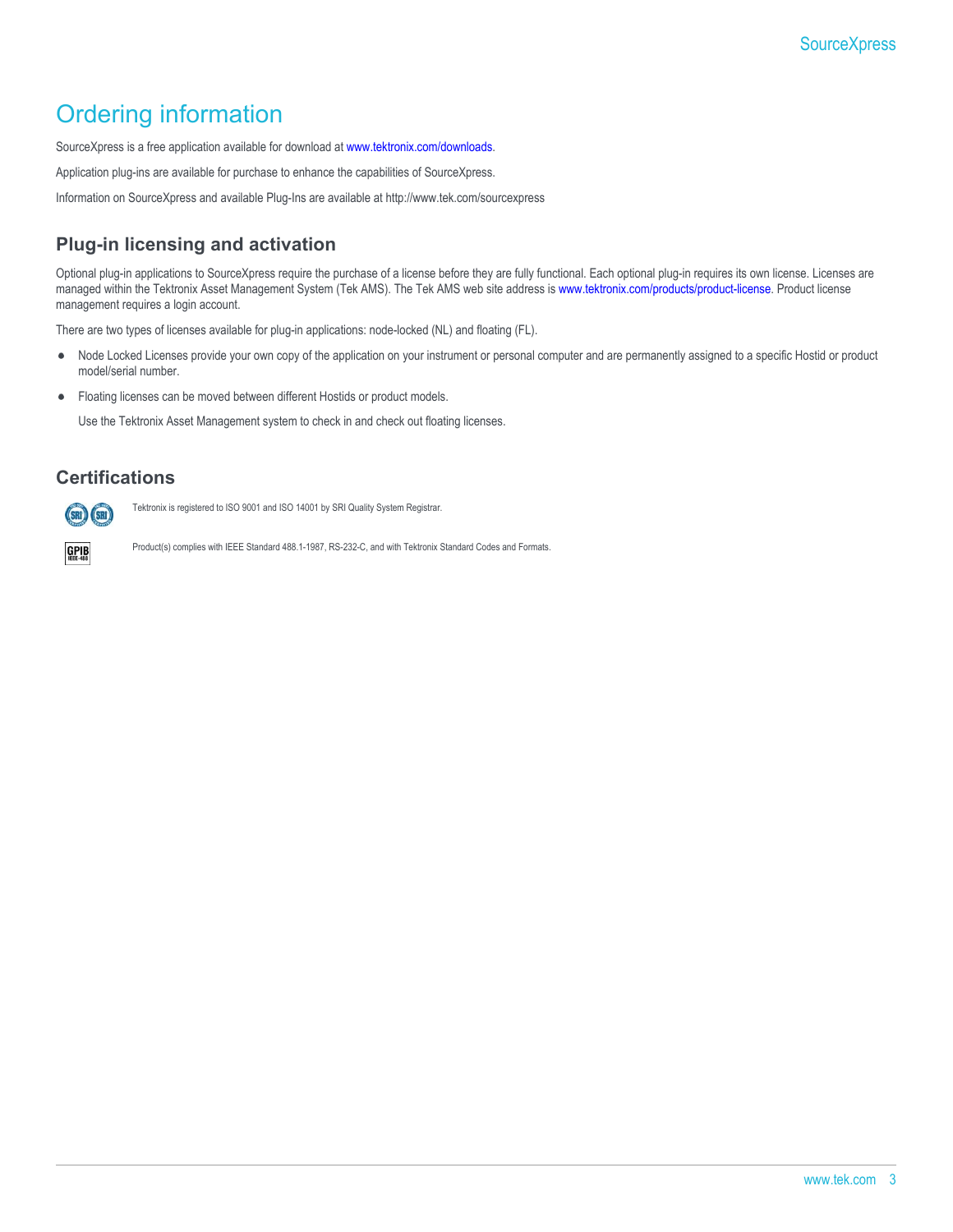# Ordering information

SourceXpress is a free application available for download at www.tektronix.com/downloads.

Application plug-ins are available for purchase to enhance the capabilities of SourceXpress.

Information on SourceXpress and available Plug-Ins are available at http://www.tek.com/sourcexpress

## Plug-in licensing and activation

Optional plug-in applications to SourceXpress require the purchase of a license before they are fully functional. Each optional plug-in requires its own license. Licenses are managed within the Tektronix Asset Management System (Tek AMS). The Tek AMS web site address is www.tektronix.com/products/product-license. Product license management requires a login account.

There are two types of licenses available for plug-in applications: node-locked (NL) and floating (FL).

- Node Locked Licenses provide your own copy of the application on your instrument or personal computer and are permanently assigned to a specific Hostid or product model/serial number.
- Floating licenses can be moved between different Hostids or product models.

  Use the Tektronix Asset Management system to check in and check out floating licenses.

## Certifications

Tektronix is registered to ISO 9001 and ISO 14001 by SRI Quality System Registrar.

Product(s) complies with IEEE Standard 488.1-1987, RS-232-C, and with Tektronix Standard Codes and Formats.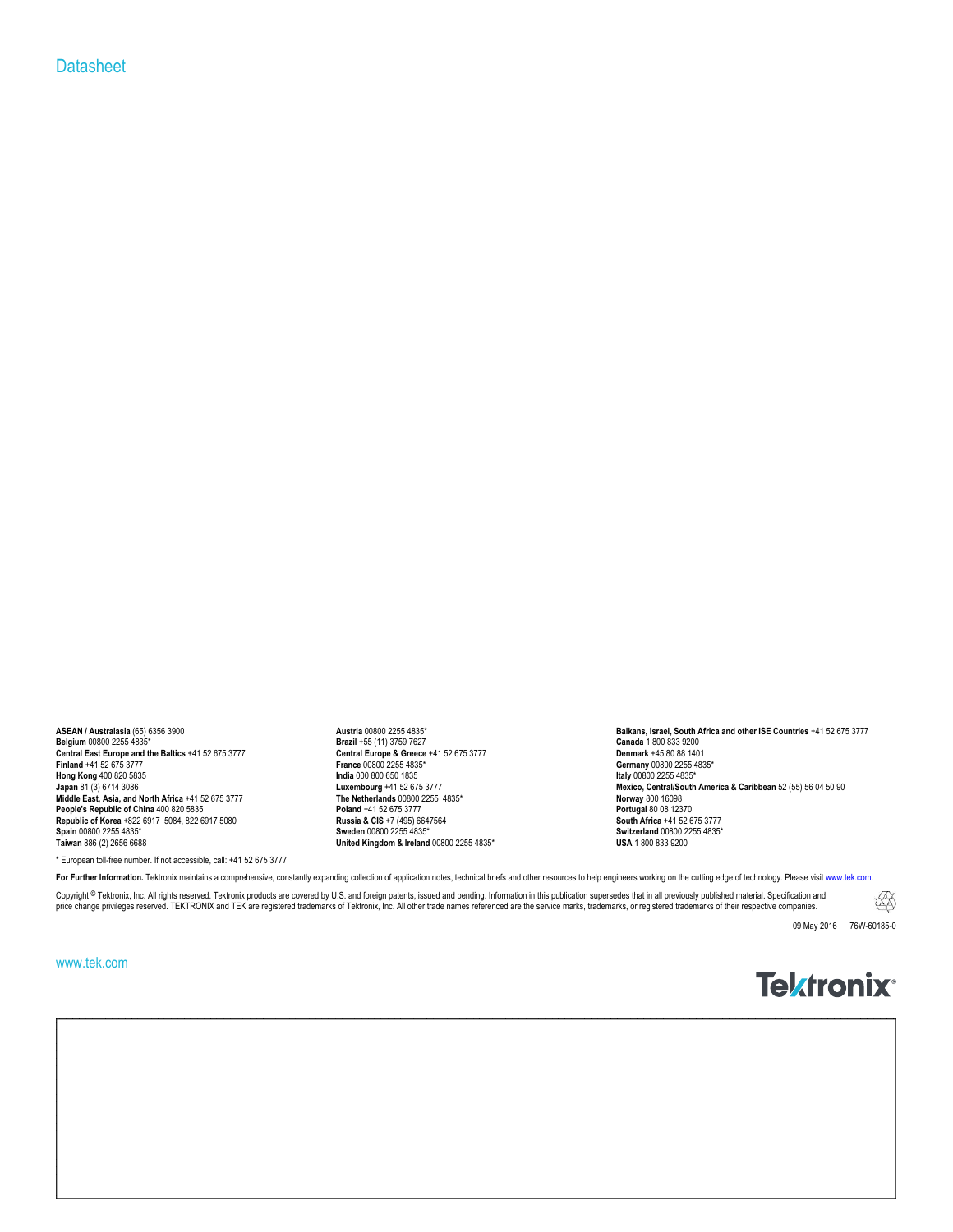**ASEAN / Australasia** (65) 6356 3900
**Belgium** 00800 2255 4835*
**Central East Europe and the Baltics** +41 52 675 3777
**Finland** +41 52 675 3777
**Hong Kong** 400 820 5835
**Japan** 81 (3) 6714 3086
**Middle East, Asia, and North Africa** +41 52 675 3777
**People's Republic of China** 400 820 5835
**Republic of Korea** +822 6917 5084, 822 6917 5080
**Spain** 00800 2255 4835*
**Taiwan** 886 (2) 2656 6688

**Austria** 00800 2255 4835*
**Brazil** +55 (11) 3759 7627
**Central Europe & Greece** +41 52 675 3777
**France** 00800 2255 4835*
**India** 000 800 650 1835
**Luxembourg** +41 52 675 3777
**The Netherlands** 00800 2255 4835*
**Poland** +41 52 675 3777
**Russia & CIS** +7 (495) 6647564
**Sweden** 00800 2255 4835*
**United Kingdom & Ireland** 00800 2255 4835*

**Balkans, Israel, South Africa and other ISE Countries** +41 52 675 3777
**Canada** 1 800 833 9200
**Denmark** +45 80 88 1401
**Germany** 00800 2255 4835*
**Italy** 00800 2255 4835*
**Mexico, Central/South America & Caribbean** 52 (55) 56 04 50 90
**Norway** 800 16098
**Portugal** 80 08 12370
**South Africa** +41 52 675 3777
**Switzerland** 00800 2255 4835*
**USA** 1 800 833 9200

* European toll-free number. If not accessible, call: +41 52 675 3777

**For Further Information.** Tektronix maintains a comprehensive, constantly expanding collection of application notes, technical briefs and other resources to help engineers working on the cutting edge of technology. Please visit www.tek.com.

Copyright © Tektronix, Inc. All rights reserved. Tektronix products are covered by U.S. and foreign patents, issued and pending. Information in this publication supersedes that in all previously published material. Specification and price change privileges reserved. TEKTRONIX and TEK are registered trademarks of Tektronix, Inc. All other trade names referenced are the service marks, trademarks, or registered trademarks of their respective companies.

09 May 2016 76W-60185-0

www.tek.com

Tektronix®